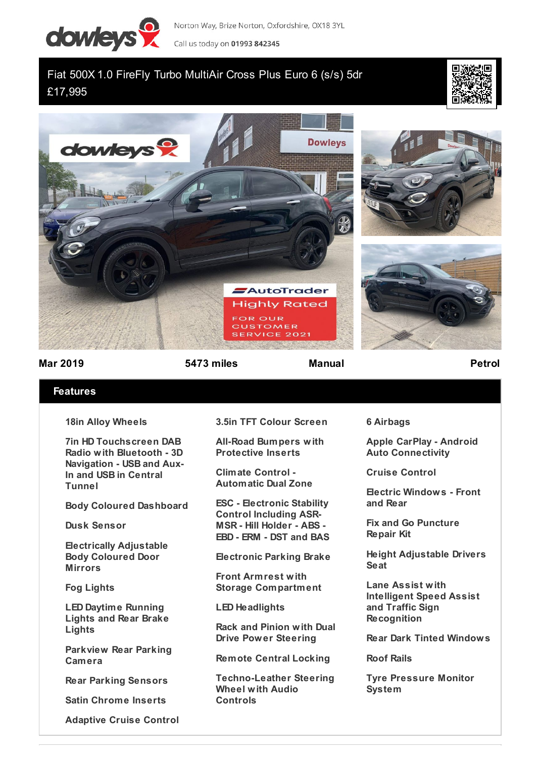Norton Way, Brize Norton, Oxfordshire, OX18 3YL

Call us today on **01993 842345**

# Fiat 500X 1.0 FireFly Turbo MultiAir Cross Plus Euro 6 (s/s) 5dr

£17,995

**Mar 2019** | **5473 miles** | **Manual** | **Petrol**

## Features

- 18in Alloy Wheels
- 7in HD Touchscreen DAB Radio with Bluetooth - 3D Navigation - USB and Aux-In and USB in Central Tunnel
- Body Coloured Dashboard
- Dusk Sensor
- Electrically Adjustable Body Coloured Door Mirrors
- Fog Lights
- LED Daytime Running Lights and Rear Brake Lights
- Parkview Rear Parking Camera
- Rear Parking Sensors
- Satin Chrome Inserts
- Adaptive Cruise Control
- 3.5in TFT Colour Screen
- All-Road Bumpers with Protective Inserts
- Climate Control - Automatic Dual Zone
- ESC - Electronic Stability Control Including ASR-MSR - Hill Holder - ABS - EBD - ERM - DST and BAS
- Electronic Parking Brake
- Front Armrest with Storage Compartment
- LED Headlights
- Rack and Pinion with Dual Drive Power Steering
- Remote Central Locking
- Techno-Leather Steering Wheel with Audio Controls
- 6 Airbags
- Apple CarPlay - Android Auto Connectivity
- Cruise Control
- Electric Windows - Front and Rear
- Fix and Go Puncture Repair Kit
- Height Adjustable Drivers Seat
- Lane Assist with Intelligent Speed Assist and Traffic Sign Recognition
- Rear Dark Tinted Windows
- Roof Rails
- Tyre Pressure Monitor System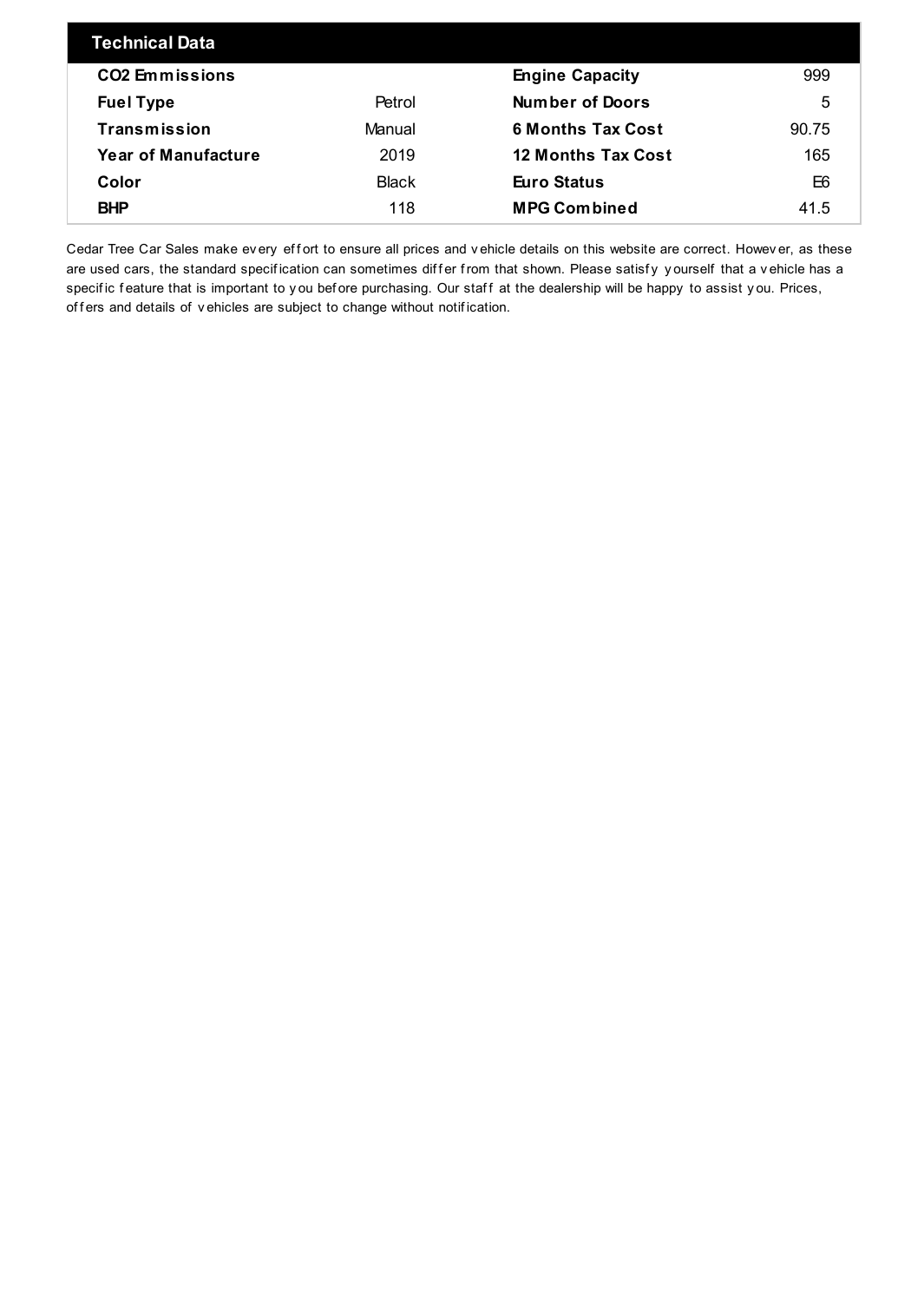## Technical Data

| | | | |
|---|---|---|---|
| **CO2 Emmissions** | | **Engine Capacity** | 999 |
| **Fuel Type** | Petrol | **Number of Doors** | 5 |
| **Transmission** | Manual | **6 Months Tax Cost** | 90.75 |
| **Year of Manufacture** | 2019 | **12 Months Tax Cost** | 165 |
| **Color** | Black | **Euro Status** | E6 |
| **BHP** | 118 | **MPG Combined** | 41.5 |

Cedar Tree Car Sales make every effort to ensure all prices and vehicle details on this website are correct. However, as these are used cars, the standard specification can sometimes differ from that shown. Please satisfy yourself that a vehicle has a specific feature that is important to you before purchasing. Our staff at the dealership will be happy to assist you. Prices, offers and details of vehicles are subject to change without notification.